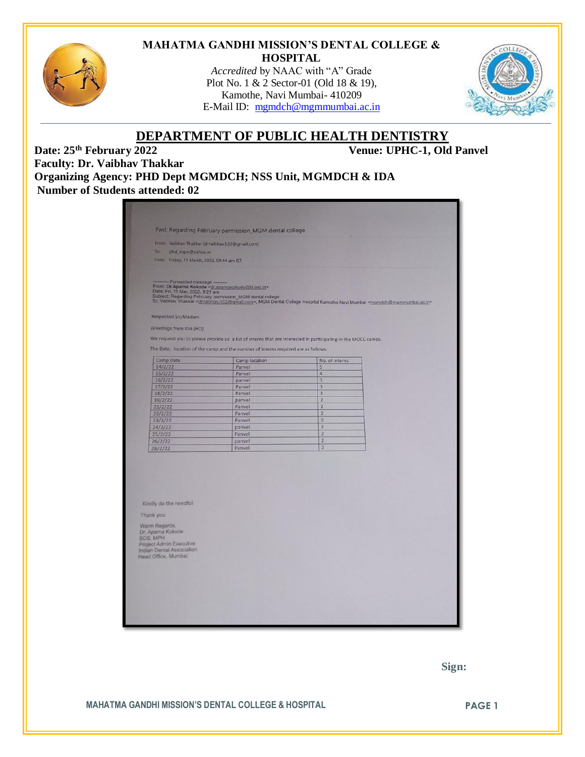# MAHATMA GANDHI MISSION'S DENTAL COLLEGE & HOSPITAL

*Accredited* by NAAC with "A" Grade
Plot No. 1 & 2 Sector-01 (Old 18 & 19),
Kamothe, Navi Mumbai- 410209
E-Mail ID: mgmdch@mgmmumbai.ac.in

## DEPARTMENT OF PUBLIC HEALTH DENTISTRY

**Date: 25th February 2022** **Venue: UPHC-1, Old Panvel**

**Faculty: Dr. Vaibhav Thakkar**

**Organizing Agency: PHD Dept MGMDCH; NSS Unit, MGMDCH & IDA**

**Number of Students attended: 02**

Fwd: Regarding February permission_MGM dental college

From: Vaibhav Thakkar (drvaibhav.h32@gmail.com)
To: phd_mgm@yahoo.in
Date: Friday, 11 March, 2022, 09:44 am IST

---------- Forwarded message ---------
From: **Dr.Aparna Kokode** <dr.aparnakokode@tii.org.in>
Date: Fri, 11 Mar, 2022, 9:21 am
Subject: Regarding February permission_MGM dental college
To: Vaibhav Thakkar <drvaibhav.h32@gmail.com>, MGM Dental College Hospital Kamothe Navi Mumbai <mgmdch@mgmmumbai.ac.in>

Respected Sir/Madam

Greetings from IDA (HO)

We request you to please provide us a list of interns that are interested in participating in the MOCC camps.

The Date, location of the camp and the number of interns required are as follows:

| Camp Date | Camp location | No. of interns |
|---|---|---|
| 14/2/22 | Panvel | 5 |
| 15/2/22 | Panvel | 4 |
| 16/2/22 | panvel | 3 |
| 17/2/22 | Panvel | 3 |
| 18/2/22 | Panvel | 3 |
| 19/2/22 | panvel | 2 |
| 21/2/22 | Panvel | 2 |
| 22/2/22 | Panvel | 2 |
| 23/2/22 | Panvel | 6 |
| 24/2/22 | panvel | 2 |
| 25/2/22 | Panvel | 2 |
| 26/2/22 | panvel | 2 |
| 28/2/22 | Panvel | 2 |

Kindly do the needful

Thank you

Warm Regards,
Dr. Aparna Kokode
BDS, MPH
Project Admin Executive
Indian Dental Association
Head Office, Mumbai.

**Sign:**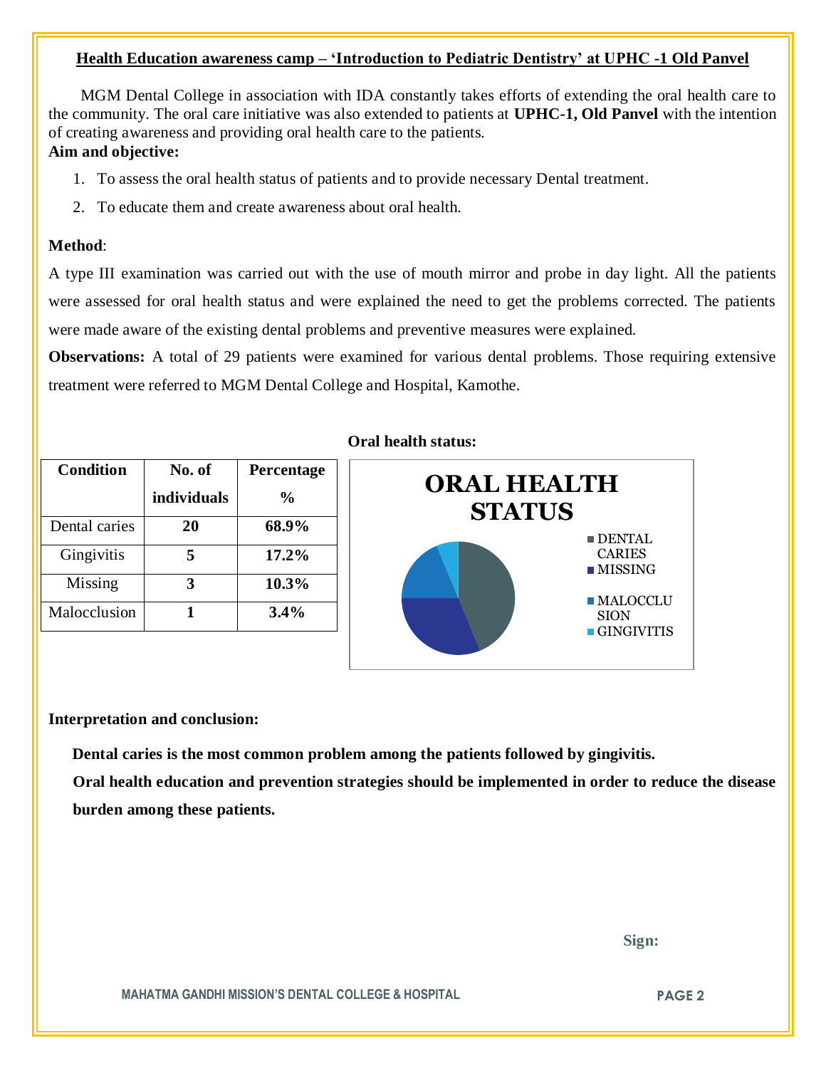## Health Education awareness camp – 'Introduction to Pediatric Dentistry' at UPHC -1 Old Panvel

MGM Dental College in association with IDA constantly takes efforts of extending the oral health care to the community. The oral care initiative was also extended to patients at **UPHC-1, Old Panvel** with the intention of creating awareness and providing oral health care to the patients.

**Aim and objective:**

1. To assess the oral health status of patients and to provide necessary Dental treatment.
2. To educate them and create awareness about oral health.

**Method**:

A type III examination was carried out with the use of mouth mirror and probe in day light. All the patients were assessed for oral health status and were explained the need to get the problems corrected. The patients were made aware of the existing dental problems and preventive measures were explained.

**Observations:** A total of 29 patients were examined for various dental problems. Those requiring extensive treatment were referred to MGM Dental College and Hospital, Kamothe.

| Condition | No. of individuals | Percentage % |
|---|---|---|
| Dental caries | **20** | **68.9%** |
| Gingivitis | **5** | **17.2%** |
| Missing | **3** | **10.3%** |
| Malocclusion | **1** | **3.4%** |

**Oral health status:**

ORAL HEALTH STATUS

- DENTAL CARIES
- MISSING
- MALOCCLUSION
- GINGIVITIS

**Interpretation and conclusion:**

**Dental caries is the most common problem among the patients followed by gingivitis.**

**Oral health education and prevention strategies should be implemented in order to reduce the disease burden among these patients.**

**Sign:**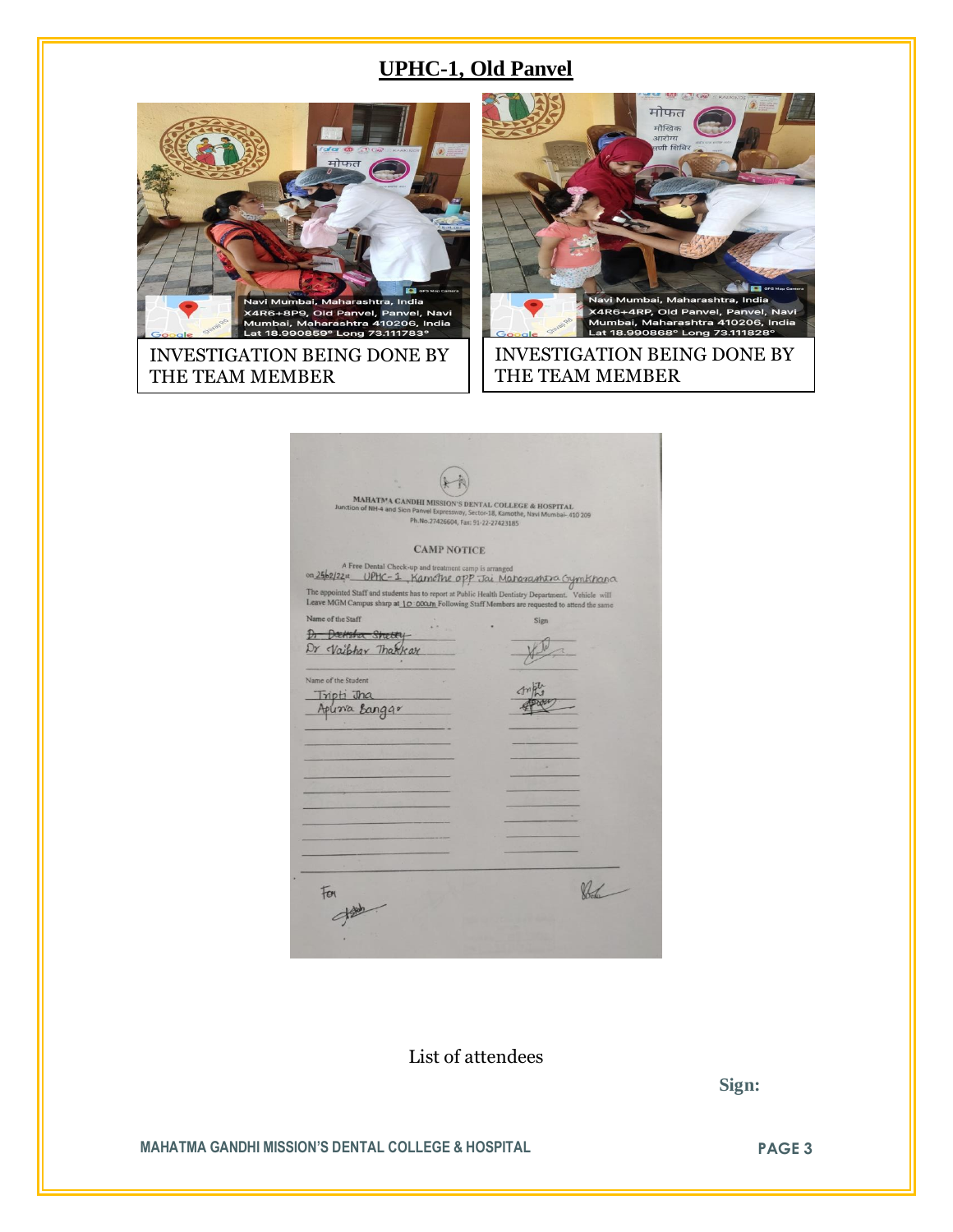# UHPC-1, Old Panvel

INVESTIGATION BEING DONE BY THE TEAM MEMBER

INVESTIGATION BEING DONE BY THE TEAM MEMBER

MAHATMA GANDHI MISSION'S DENTAL COLLEGE & HOSPITAL
Junction of NH-4 and Sion Panvel Expressway, Sector-18, Kamothe, Navi Mumbai- 410 209
Ph.No.27426604, Fax: 91-22-27423185

CAMP NOTICE

A Free Dental Check-up and treatment camp is arranged on 25/02/22 at UPHC-1, Kamothe opp Jai Maharashtra Gymkhana

The appointed Staff and students has to report at Public Health Dentistry Department. Vehicle will Leave MGM Campus sharp at 10:00a.m Following Staff Members are requested to attend the same

| Name of the Staff | Sign |
| --- | --- |
| ~~Dr Deeksha Shetty~~ | |
| Dr Vaibhav Thakkar | |

| Name of the Student | Sign |
| --- | --- |
| Tripti Jha | |
| Aparna Bangar | |

For

List of attendees

**Sign:**